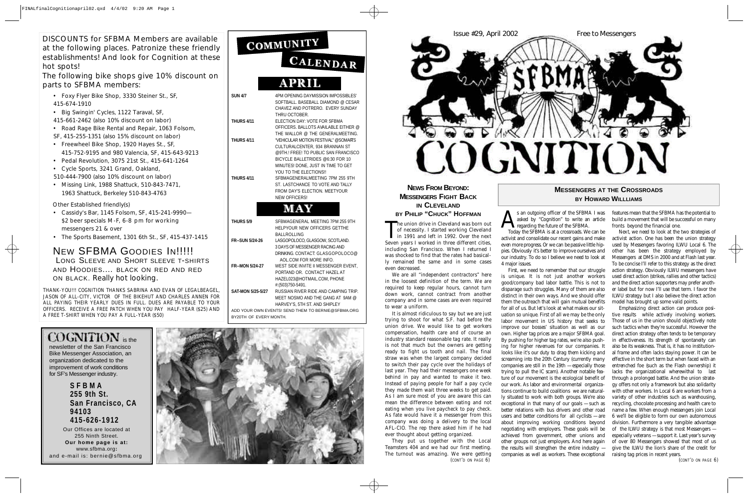DISCOUNTS for SFBMA Members are available at the following places. Patronize these friendly establishments! And look for Cognition at these hot spots!

The following bike shops give 10% discount on parts to SFBMA members:

- Foxy Flyer Bike Shop, 3330 Steiner St., SF, 415-674-1910
- Big Swingin' Cycles, 1122 Taraval, SF, 415-661-2462 (also 10% discount on labor)
- Road Rage Bike Rental and Repair, 1063 Folsom, SF, 415-255-1351 (also 15% discount on labor)
- Freewheel Bike Shop, 1920 Hayes St., SF, 415-752-9195 and 980 Valencia, SF, 415-643-9213
- Pedal Revolution, 3075 21st St., 415-641-1264
- Cycle Sports, 3241 Grand, Oakland, 510-444-7900 (also 10% discount on labor)
- Missing Link, 1988 Shattuck, 510-843-7471, 1963 Shattuck, Berkeley 510-843-4763

Other Established friendly(s)

- Cassidy's Bar, 1145 Folsom, SF, 415-241-9990—$2 beer specials M-F, 6-8 pm for working messengers 21 & over
- The Sports Basement, 1301 6th St., SF, 415-437-1415

## NEW SFBMA GOODIES IN!!!!!

LONG SLEEVE AND SHORT SLEEVE T-SHIRTS AND HOODIES.... BLACK ON RED AND RED ON BLACK. Really hot looking.

THANK-YOU!!! COGNITION THANKS SABRINA AND EVAN OF LEGALBEAGEL, JASON OF ALL-CITY, VICTOR OF THE BIKEHUT AND CHARLES ANNEN FOR ALL PAYING THEIR YEARLY DUES IN FULL. DUES ARE PAYABLE TO YOUR OFFICERS. RECEIVE A FREE PATCH WHEN YOU PAY HALF-YEAR ($25) AND A FREE T-SHIRT WHEN YOU PAY A FULL-YEAR ($50)

**COGNITION** is the newsletter of the San Francisco Bike Messenger Association, an organization dedicated to the improvement of work conditions for SF's Messenger industry.

**SFBMA**
**255 9th St.**
**San Francisco, CA 94103**
**415-626-1912**

Our Offices are located at 255 Ninth Street.
**Our home page is at:** www.sfbma.org:
and e-mail is: bernie@sfbma.org

## COMMUNITY CALENDAR

### APRIL

| | |
|---|---|
| SUN 4/7 | 4PM OPENING DAYMISSION IMPOSSIBLES' SOFTBALL. BASEBALL DIAMOND @ CESAR CHAVEZ AND POTRERO. EVERY SUNDAY THRU OCTOBER. |
| THURS 4/11 | ELECTION DAY: VOTE FOR SFBMA OFFICERS. BALLOTS AVAILABLE EITHER @ THE WALLOR @ THE GENERALMEETING. |
| THURS 4/11 | "VEHICULAR MOTION FESTIVAL" @SOMARTS CULTURALCENTER, 934 BRANNAN ST @9TH.! FREE! TO PUBLIC SAN FRANCISCO BICYCLE BALLETRIDES @6:30 FOR 10 MINUTES! DONE, JUST IN TIME TO GET YOU TO THE ELECTIONS!! |
| THURS 4/11 | SFBMAGENERALMEETING 7PM 255 9TH ST. LASTCHANCE TO VOTE AND TALLY FROM DAY'S ELECTION. MEETYOUR NEW OFFICERS! |

### MAY

| | |
|---|---|
| THURS 5/9 | SFBMAGENERAL MEETING 7PM 255 9TH HELPYOUR NEW OFFICERS GETTHE BALLROLLING |
| FR--SUN 5/24-26 | LASGOPOLOCO, GLASGOW, SCOTLAND. 3 DAYS OF MESSENGER RACING AND DRINKING. CONTACT: GLASGOPOLOCO@ AOL.COM FOR MORE INFO. |
| FR--MON 5/24-27 | WEST SIDE INVITE II MESSENGER EVENT, PORTAND OR. CONTACT HAZEL AT HAZEL023@HOTMAIL.COM, PHONE #:(503)750-5491. |
| SAT-MON 5/25-5/27 | RUSSIAN RIVER RIDE AND CAMPING TRIP. MEET NOSMO AND THE GANG AT 9AM @ HARVEY'S, 5TH ST. AND SHIPLEY |

ADD YOUR OWN EVENTS! SEND THEM TO BERNIE@SFBMA.ORG BY20TH OF EVERY MONTH.

Issue #29, April 2002 Free to Messengers

# SFBMA COGNITION

## NEWS FROM BEYOND: MESSENGERS FIGHT BACK IN CLEVELAND

### BY PHILIP "CHUCK" HOFFMAN

The union drive in Cleveland was born out of necessity. I started working Cleveland in 1991 and left in 1992. Over the next Seven years I worked in three different cities, including San Francisco. When I returned I was shocked to find that the rates had basically remained the same and in some cases even decreased.

We are all "independent contractors" here in the loosest definition of the term. We are required to keep regular hours, cannot turn down work, cannot contract from another company and in some cases are even required to wear a uniform.

It is almost ridiculous to say but we are just trying to shoot for what S.F. had before the union drive. We would like to get workers compensation, health care and of course an industry standard reasonable tag rate. It really is not that much but the owners are getting ready to fight us tooth and nail. The final straw was when the largest company decided to switch their pay cycle over the holidays of last year. They had their messengers one week behind in pay and wanted to make it two. Instead of paying people for half a pay cycle they made them wait three weeks to get paid. As I am sure most of you are aware this can mean the difference between eating and not eating when you live paycheck to pay check. As fate would have it a messenger from this company was doing a delivery to the local AFL-CIO. The rep there asked him if he had ever thought about getting organized.

They put us together with the Local Teamsters 404 and we had our first meeting. The turnout was amazing. We were getting (CONT'D ON PAGE 6)

## MESSENGERS AT THE CROSSROADS

### BY HOWARD WILLLIAMS

As an outgoing officer of the SFBMA I was asked by "Cognition" to write an article regarding the future of the SFBMA.

Today the SFBMA is at a crossroads. We can be activist and consolidate our recent gains and make even more progress. Or we can be passive little hippies. Obviously it's better to improve ourselves and our industry. To do so I believe we need to look at 4 major issues.

First, we need to remember that our struggle is unique. It is not just another workers good/company bad labor battle. This is not to disparage such struggles. Many of them are also distinct in their own ways. And we should offer them the outreach that will gain mutual benefits for all of us. But let's look at what makes our situation so unique. First of all we may be the only labor movement in US history that seeks to improve our bosses' situation as well as our own. Higher tag prices are a major SFBMA goal. By pushing for higher tag rates, we're also pushing for higher revenues for our companies. It looks like it's our duty to drag them kicking and screaming into the 20th Century (currently many companies are still in the 19th — especially those trying to pull the IC scam). Another notable feature of our movement is the ecological benefit of our work. As labor and environmental organizations continue to build coalitions we are naturally situated to work with both groups. We're also exceptional in that many of our goals — such as better relations with bus drivers and other road users and better conditions for all cyclists — are about improving working conditions beyond negotiating with employers. These goals will be achieved from government, other unions and other groups not just employers. And here again the results will strengthen the entire industry — companies as well as workers. These exceptional features mean that the SFBMA has the potential to build a movement that will be successful on many fronts beyond the financial one.

Next, we need to look at the two strategies of activist action. One has been the union strategy used by Messengers favoring ILWU Local 6. The other has been the strategy employed by Messengers at DMS in 2000 and at Flash last year. To be concise I'll refer to this strategy as the direct action strategy. Obviously ILWU messengers have used direct action (strikes, rallies and other tactics) and the direct action supporters may prefer another label but for now I'll use that term. I favor the ILWU strategy but I also believe the direct action model has brought up some valid points.

Emphasizing direct action can produce positive results while actively involving workers. Those of us in the union should objectively note such tactics when they're successful. However the direct action strategy often tends to be temporary in effectiveness. Its strength of spontaneity can also be its weakness. That is, it has no institutional frame and often lacks staying power. It can be effective in the short term but when faced with an entrenched foe (such as the Flash ownership) it lacks the organizational wherewithal to last through a prolonged battle. And the union strategy offers not only a framework but also solidarity with other workers. In Local 6 are workers from a variety of other industries such as warehousing, recycling, chocolate processing and health care to name a few. When enough messengers join Local 6 we'll be eligible to form our own autonomous division. Furthermore a very tangible advantage of the ILWU strategy is that most Messengers — especially veterans — support it. Last year's survey of over 80 Messengers showed that most of us give the ILWU the lion's share of the credit for raising tag prices in recent years.

(CONT'D ON PAGE 6)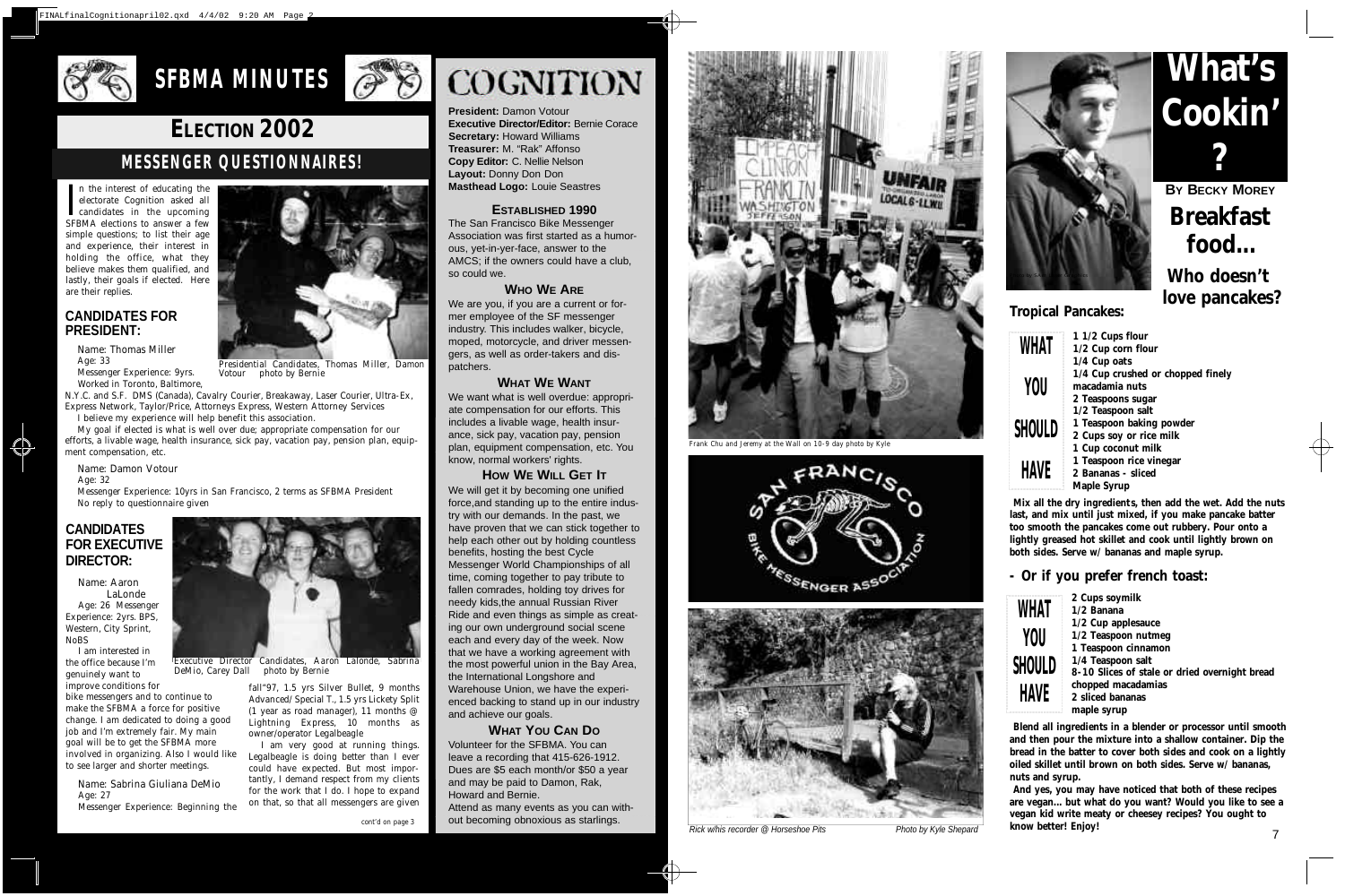# SFBMA MINUTES

## ELECTION 2002

### MESSENGER QUESTIONNAIRES!

In the interest of educating the electorate Cognition asked all candidates in the upcoming SFBMA elections to answer a few simple questions; to list their age and experience, their interest in holding the office, what they believe makes them qualified, and lastly, their goals if elected. Here are their replies.

*Presidential Candidates, Thomas Miller, Damon Votour photo by Bernie*

### CANDIDATES FOR PRESIDENT:

Name: Thomas Miller
Age: 33
Messenger Experience: 9yrs. Worked in Toronto, Baltimore, N.Y.C. and S.F. DMS (Canada), Cavalry Courier, Breakaway, Laser Courier, Ultra-Ex, Express Network, Taylor/Price, Attorneys Express, Western Attorney Services

I believe my experience will help benefit this association.

My goal if elected is what is well over due; appropriate compensation for our efforts, a livable wage, health insurance, sick pay, vacation pay, pension plan, equipment compensation, etc.

Name: Damon Votour
Age: 32
Messenger Experience: 10yrs in San Francisco, 2 terms as SFBMA President
No reply to questionnaire given

### CANDIDATES FOR EXECUTIVE DIRECTOR:

*Executive Director Candidates, Aaron Lalonde, Sabrina DeMio, Carey Dall photo by Bernie*

Name: Aaron LaLonde
Age: 26 Messenger Experience: 2yrs. BPS, Western, City Sprint, NoBS

I am interested in the office because I'm genuinely want to improve conditions for bike messengers and to continue to make the SFBMA a force for positive change. I am dedicated to doing a good job and I'm extremely fair. My main goal will be to get the SFBMA more involved in organizing. Also I would like to see larger and shorter meetings.

Name: Sabrina Giuliana DeMio
Age: 27
Messenger Experience: Beginning the fall"97, 1.5 yrs Silver Bullet, 9 months Advanced/Special T., 1.5 yrs Lickety Split (1 year as road manager), 11 months @ Lightning Express, 10 months as owner/operator Legalbeagle

I am very good at running things. Legalbeagle is doing better than I ever could have expected. But most importantly, I demand respect from my clients for the work that I do. I hope to expand on that, so that all messengers are given

*cont'd on page 3*

# COGNITION

**President:** Damon Votour
**Executive Director/Editor:** Bernie Corace
**Secretary:** Howard Williams
**Treasurer:** M. "Rak" Affonso
**Copy Editor:** C. Nellie Nelson
**Layout:** Donny Don Don
**Masthead Logo:** Louie Seastres

### ESTABLISHED 1990

The San Francisco Bike Messenger Association was first started as a humorous, yet-in-yer-face, answer to the AMCS; if the owners could have a club, so could we.

### WHO WE ARE

We are you, if you are a current or former employee of the SF messenger industry. This includes walker, bicycle, moped, motorcycle, and driver messengers, as well as order-takers and dispatchers.

### WHAT WE WANT

We want what is well overdue: appropriate compensation for our efforts. This includes a livable wage, health insurance, sick pay, vacation pay, pension plan, equipment compensation, etc. You know, normal workers' rights.

### HOW WE WILL GET IT

We will get it by becoming one unified force,and standing up to the entire industry with our demands. In the past, we have proven that we can stick together to help each other out by holding countless benefits, hosting the best Cycle Messenger World Championships of all time, coming together to pay tribute to fallen comrades, holding toy drives for needy kids,the annual Russian River Ride and even things as simple as creating our own underground social scene each and every day of the week. Now that we have a working agreement with the most powerful union in the Bay Area, the International Longshore and Warehouse Union, we have the experienced backing to stand up in our industry and achieve our goals.

### WHAT YOU CAN DO

Volunteer for the SFBMA. You can leave a recording that 415-626-1912. Dues are $5 each month/or $50 a year and may be paid to Damon, Rak, Howard and Bernie.
Attend as many events as you can without becoming obnoxious as starlings.

*Frank Chu and Jeremy at the Wall on 10-9 day photo by Kyle*

*Rick w/his recorder @ Horseshoe Pits* *Photo by Kyle Shepard*

# What's Cookin'?

**BY BECKY MOREY**

## Breakfast food...

### Who doesn't love pancakes?

### Tropical Pancakes:

**WHAT YOU SHOULD HAVE**

- 1 1/2 Cups flour
- 1/2 Cup corn flour
- 1/4 Cup oats
- 1/4 Cup crushed or chopped finely macadamia nuts
- 2 Teaspoons sugar
- 1/2 Teaspoon salt
- 1 Teaspoon baking powder
- 2 Cups soy or rice milk
- 1 Cup coconut milk
- 1 Teaspoon rice vinegar
- 2 Bananas - sliced
- Maple Syrup

**Mix all the dry ingredients, then add the wet. Add the nuts last, and mix until just mixed, if you make pancake batter too smooth the pancakes come out rubbery. Pour onto a lightly greased hot skillet and cook until lightly brown on both sides. Serve w/ bananas and maple syrup.**

### - Or if you prefer french toast:

**WHAT YOU SHOULD HAVE**

- 2 Cups soymilk
- 1/2 Banana
- 1/2 Cup applesauce
- 1/2 Teaspoon nutmeg
- 1 Teaspoon cinnamon
- 1/4 Teaspoon salt
- 8-10 Slices of stale or dried overnight bread
- chopped macadamias
- 2 sliced bananas
- maple syrup

**Blend all ingredients in a blender or processor until smooth and then pour the mixture into a shallow container. Dip the bread in the batter to cover both sides and cook on a lightly oiled skillet until brown on both sides. Serve w/ bananas, nuts and syrup.**

**And yes, you may have noticed that both of these recipes are vegan... but what do you want? Would you like to see a vegan kid write meaty or cheesey recipes? You ought to know better! Enjoy!**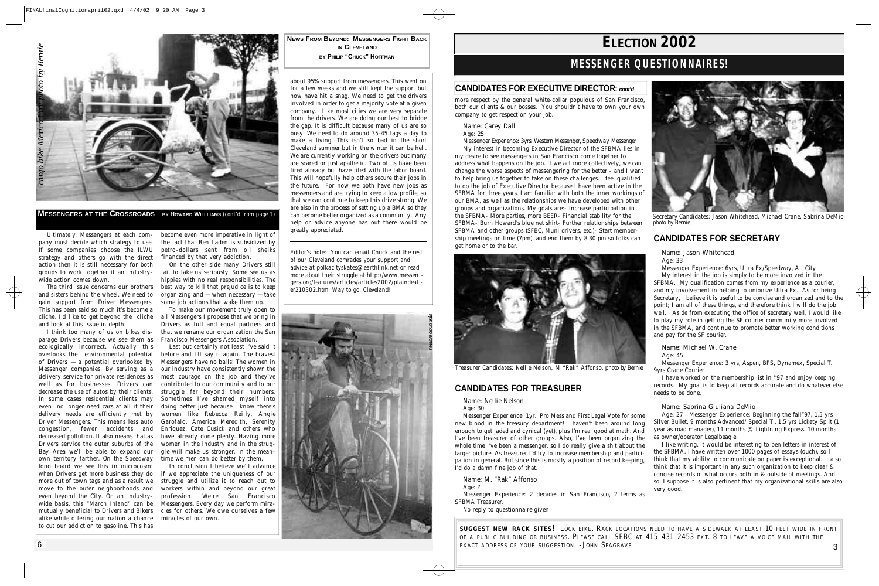*cargo bike Mexico City photo by Bernie*

## MESSENGERS AT THE CROSSROADS BY HOWARD WILLLIAMS (cont'd from page 1)

Ultimately, Messengers at each company must decide which strategy to use. If some companies choose the ILWU strategy and others go with the direct action then it is still necessary for both groups to work together if an industry-wide action comes down.

The third issue concerns our brothers and sisters behind the wheel. We need to gain support from Driver Messengers. This has been said so much it's become a cliche. I'd like to get beyond the cliche and look at this issue in depth.

I think too many of us on bikes disparage Drivers because we see them as ecologically incorrect. Actually this overlooks the environmental potential of Drivers — a potential overlooked by Messenger companies. By serving as a delivery service for private residences as well as for businesses, Drivers can decrease the use of autos by their clients. In some cases residential clients may even no longer need cars at all if their delivery needs are efficiently met by Driver Messengers. This means less auto congestion, fewer accidents and decreased pollution. It also means that as Drivers service the outer suburbs of the Bay Area we'll be able to expand our own territory farther. On the Speedway long board we see this in microcosm: when Drivers get more business they do more out of town tags and as a result we move to the outer neighborhoods and even beyond the City. On an industry-wide basis, this "March Inland" can be mutually beneficial to Drivers and Bikers alike while offering our nation a chance to cut our addiction to gasoline. This has become even more imperative in light of the fact that Ben Laden is subsidized by petro-dollars sent from oil sheiks financed by that very addiction.

On the other side many Drivers still fail to take us seriously. Some see us as hippies with no real responsibilities. The best way to kill that prejudice is to keep organizing and — when necessary — take some job actions that wake them up.

To make our movement truly open to all Messengers I propose that we bring in Drivers as full and equal partners and that we rename our organization the San Francisco Messengers Association.

Last but certainly not least I've said it before and I'll say it again. The bravest Messengers have no balls! The women in our industry have consistently shown the most courage on the job and they've contributed to our community and to our struggle far beyond their numbers. Sometimes I've shamed myself into doing better just because I know there's women like Rebecca Reilly, Angie Garofalo, America Meredith, Serenity Enriquez, Cate Cusick and others who have already done plenty. Having more women in the industry and in the struggle will make us stronger. In the meantime we men can do better by them.

In conclusion I believe we'll advance if we appreciate the uniqueness of our struggle and utilize it to reach out to workers within and beyond our great profession. We're San Francisco Messengers. Every day we perform miracles for others. We owe ourselves a few miracles of our own.

## NEWS FROM BEYOND: MESSENGERS FIGHT BACK IN CLEVELAND

BY PHILIP "CHUCK" HOFFMAN

about 95% support from messengers. This went on for a few weeks and we still kept the support but now have hit a snag. We need to get the drivers involved in order to get a majority vote at a given company. Like most cities we are very separate from the drivers. We are doing our best to bridge the gap. It is difficult because many of us are so busy. We need to do around 35-45 tags a day to make a living. This isn't so bad in the short Cleveland summer but in the winter it can be hell. We are currently working on the drivers but many are scared or just apathetic. Two of us have been fired already but have filed with the labor board. This will hopefully help others secure their jobs in the future. For now we both have new jobs as messengers and are trying to keep a low profile, so that we can continue to keep this drive strong. We are also in the process of setting up a BMA so they can become better organized as a community. Any help or advice anyone has out there would be greatly appreciated.

Editor's note: You can email Chuck and the rest of our Cleveland comrades your support and advice at polkacityskates@earthlink.net or read more about their struggle at http://www.messengers.org/features/articles/articles2002/plaindealer210302.html Way to go, Cleveland!

*sfsb photo archives*

# ELECTION 2002

## MESSENGER QUESTIONNAIRES!

### CANDIDATES FOR EXECUTIVE DIRECTOR: *cont'd*

more respect by the general white-collar populous of San Francisco, both our clients & our bosses. You shouldn't have to own your own company to get respect on your job.

Name: Carey Dall
Age: 25
Messenger Experience: 3yrs. Western Messenger, Speedway Messenger

My interest in becoming Executive Director of the SFBMA lies in my desire to see messengers in San Francisco come together to address what happens on the job. If we act more collectively, we can change the worse aspects of messengering for the better - and I want to help bring us together to take on these challenges. I feel qualified to do the job of Executive Director because I have been active in the SFBMA for three years. I am familiar with both the inner workings of our BMA, as well as the relationships we have developed with other groups and organizations. My goals are:- Increase participation in the SFBMA- More parties, more BEER- Financial stability for the SFBMA- Burn Howard's blue net shirt- Further relationships between SFBMA and other groups (SFBC, Muni drivers, etc.)- Start membership meetings on time (7pm), and end them by 8.30 pm so folks can get home or to the bar.

Treasurer Candidates: Nellie Nelson, M "Rak" Affonso, *photo by Bernie*

### CANDIDATES FOR TREASURER

Name: Nellie Nelson
Age: 30

Messenger Experience: 1yr. Pro Mess and First Legal Vote for some new blood in the treasury department! I haven't been around long enough to get jaded and cynical (yet), plus I'm real good at math. And I've been treasurer of other groups. Also, I've been organizing the whole time I've been a messenger, so I do really give a shit about the larger picture. As treasurer I'd try to increase membership and participation in general. But since this is mostly a position of record keeping, I'd do a damn fine job of that.

Name: M. "Rak" Affonso
Age: ?

Messenger Experience: 2 decades in San Francisco, 2 terms as SFBMA Treasurer.

No reply to questionnaire given

*Secretary Candidates: Jason Whitehead, Michael Crane, Sabrina DeMio photo by Bernie*

### CANDIDATES FOR SECRETARY

Name: Jason Whitehead
Age: 33

Messenger Experience: 6yrs, Ultra Ex/Speedway, All City

My interest in the job is simply to be more involved in the SFBMA. My qualification comes from my experience as a courier, and my involvement in helping to unionize Ultra Ex. As for being Secretary, I believe it is useful to be concise and organized and to the point; I am all of these things, and therefore think I will do the job well. Aside from executing the office of secretary well, I would like to play my role in getting the SF courier community more involved in the SFBMA, and continue to promote better working conditions and pay for the SF courier.

Name: Michael W. Crane
Age: 45

Messenger Experience: 3 yrs, Aspen, BPS, Dynamex, Special T. 9yrs Crane Courier

I have worked on the membership list in ''97 and enjoy keeping records. My goal is to keep all records accurate and do whatever else needs to be done.

Name: Sabrina Giuliana DeMio

Age: 27 Messenger Experience: Beginning the fall"97, 1.5 yrs Silver Bullet, 9 months Advanced/Special T., 1.5 yrs Lickety Split (1 year as road manager), 11 months @ Lightning Express, 10 months as owner/operator Legalbeagle

I like writing. It would be interesting to pen letters in interest of the SFBMA. I have written over 1000 pages of essays (ouch), so I think that my ability to communicate on paper is exceptional. I also think that it is important in any such organization to keep clear & concise records of what occurs both in & outside of meetings. And so, I suppose it is also pertinent that my organizational skills are also very good.

**SUGGEST NEW RACK SITES!** LOCK BIKE. RACK LOCATIONS NEED TO HAVE A SIDEWALK AT LEAST 10 FEET WIDE IN FRONT OF A PUBLIC BUILDING OR BUSINESS. PLEASE CALL SFBC AT 415-431-2453 EXT. 8 TO LEAVE A VOICE MAIL WITH THE EXACT ADDRESS OF YOUR SUGGESTION. -JOHN SEAGRAVE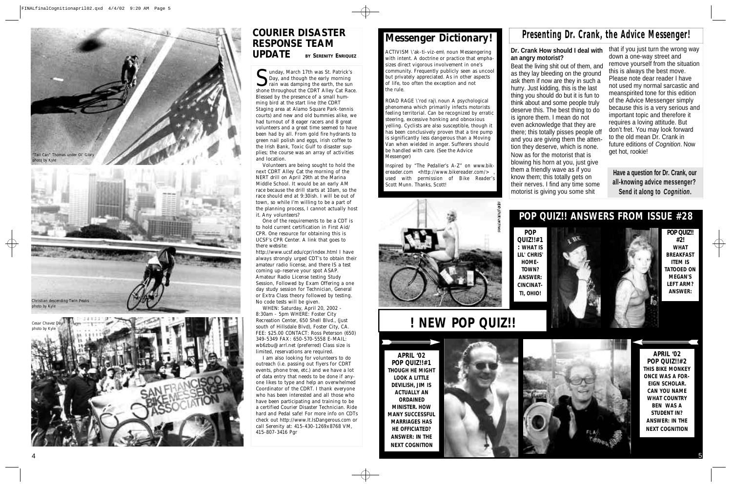"Tall Can" Thomas under Ol' Glory
photo by Kyle

Christian descending Twin Peaks
photo by Kyle

Cesar Chavez Day
photo by Kyle

## COURIER DISASTER RESPONSE TEAM UPDATE

BY SERENITY ENRIQUEZ

Sunday, March 17th was St. Patrick's Day, and though the early morning rain was damping the earth, the sun shone throughout the CDRT Alley Cat Race. Blessed by the presence of a small humming bird at the start line (the CDRT Staging area at Alamo Square Park-tennis courts) and new and old bummies alike, we had turnout of 8 eager racers and 8 great volunteers and a great time seemed to have been had by all. From gold fire hydrants to green nail polish and eggs, irish coffee to the Irish Bank, Toxic Gulf to disaster supplies; the course was an array of activities and location.

Volunteers are being sought to hold the next CDRT Alley Cat the morning of the NERT drill on April 29th at the Marina Middle School. It would be an early AM race because the drill starts at 10am, so the race should end at 9:30ish. I will be out of town, so while I'm willing to be a part of the planning process, I cannot actually host it. Any volunteers?

One of the requirements to be a CDT is to hold current certification in First Aid/ CPR. One resource for obtaining this is UCSF's CPR Center. A link that goes to there website:

http://www.ucsf.edu/cpr/index.html I have always strongly urged CDT's to obtain their amateur radio license, and there IS a test coming up-reserve your spot ASAP. Amateur Radio License testing Study Session, Followed by Exam Offering a one day study session for Technician, General or Extra Class theory followed by testing. No code tests will be given.

WHEN: Saturday, April 20, 2002 - 8:30am - 5pm WHERE: Foster City Recreation Center, 650 Shell Blvd., (just south of Hillsdale Blvd), Foster City, CA. FEE: $25.00 CONTACT: Ross Peterson (650) 349-5349 FAX: 650-570-5558 E-MAIL: wb6zbu@arrl.net (preferred) Class size is limited, reservations are required.

I am also looking for volunteers to do outreach (i.e. passing out flyers for CDRT events, phone tree, etc.) and we have a lot of data entry that needs to be done if anyone likes to type and help an overwhelmed Coordinator of the CDRT. I thank everyone who has been interested and all those who have been participating and training to be a certified Courier Disaster Technician. Ride hard and Pedal safe! For more info on CDTs check out http://www.It.IsDangerous.com or call Serenity at: 415-430-1269x8768 VM, 415-807-3416 Pgr

## Messenger Dictionary!

ACTIVISM \'ak-ti-viz-em\ noun Messengering with intent. A doctrine or practice that emphasizes direct vigorous involvement in one's community. Frequently publicly seen as uncool but privately appreciated. As in other aspects of life, too often the exception and not the rule.

ROAD RAGE \'rod raj\ noun A psychological phenomena which primarily infects motorists feeling territorial. Can be recognized by erratic steering, excessive honking and obnoxious yelling. Cyclists are also susceptible, though it has been conclusively proven that a tire pump is significantly less dangerous than a Moving Van when wielded in anger. Sufferers should be handled with care. (See the Advice Messenger)

Inspired by "The Pedaller's A-Z" on www.bikereader.com <http://www.bikereader.com/> , used with permission of Bike Reader's Scott Munn. Thanks, Scott!

## Presenting Dr. Crank, the Advice Messenger!

**Dr. Crank How should I deal with an angry motorist?**

Beat the living shit out of them, and as they lay bleeding on the ground ask them if now are they in such a hurry. Just kidding, this is the last thing you should do but it is fun to think about and some people truly deserve this. The best thing to do is ignore them. I mean do not even acknowledge that they are there; this totally pisses people off and you are giving them the attention they deserve, which is none. Now as for the motorist that is blowing his horn at you, just give them a friendly wave as if you know them; this totally gets on their nerves. I find any time some motorist is giving you some shit that if you just turn the wrong way down a one-way street and remove yourself from the situation this is always the best move. Please note dear reader I have not used my normal sarcastic and meanspirited tone for this edition of the Advice Messenger simply because this is a very serious and important topic and therefore it requires a loving attitude. But don't fret. You may look forward to the old mean Dr. Crank in future editions of *Cognition*. Now get hot, rookie!

**Have a question for Dr. Crank, our all-knowing advice messenger? Send it along to *Cognition*.**

## POP QUIZ!! ANSWERS FROM ISSUE #28

**POP QUIZ!!#1: WHAT IS LIL' CHRIS' HOMETOWN? ANSWER: CINCINATTI, OHIO!**

**POP QUIZ!! #2! WHAT BREAKFAST ITEM IS TATOOED ON MEGAN'S LEFT ARM? ANSWER:**

# ! NEW POP QUIZ!!

**APRIL '02 POP QUIZ!!#1**
**THOUGH HE MIGHT LOOK A LITTLE DEVILISH, JIM IS ACTUALLY AN ORDAINED MINISTER. HOW MANY SUCCESSFUL MARRIAGES HAS HE OFFICIATED? ANSWER: IN THE NEXT COGNITION**

**APRIL '02 POP QUIZ!!#2**
**THIS BIKE MONKEY ONCE WAS A FOREIGN SCHOLAR. CAN YOU NAME WHAT COUNTRY BEN WAS A STUDENT IN? ANSWER: IN THE NEXT COGNITION**